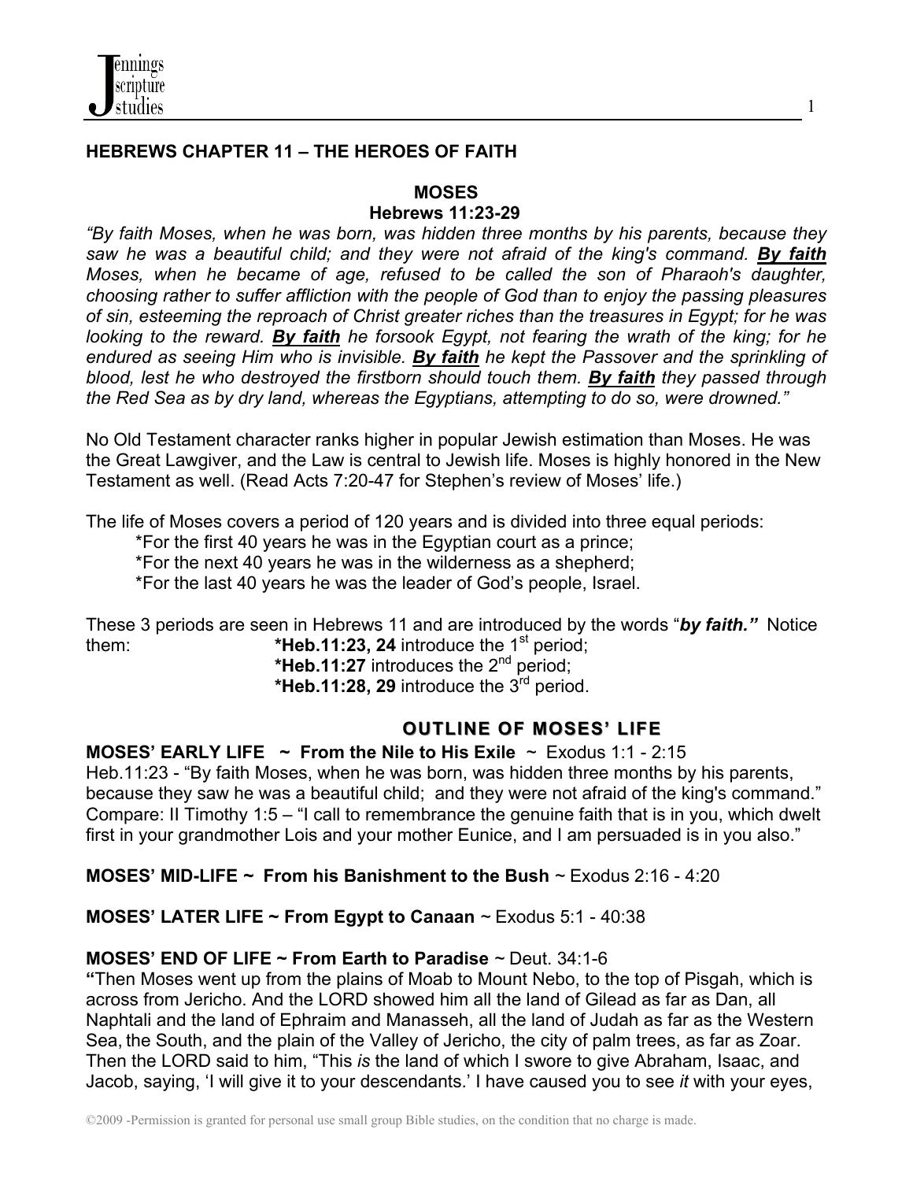## HEBREWS CHAPTER 11 – THE HEROES OF FAITH

### MOSES
### Hebrews 11:23-29

*"By faith Moses, when he was born, was hidden three months by his parents, because they saw he was a beautiful child; and they were not afraid of the king's command.* ***By faith*** *Moses, when he became of age, refused to be called the son of Pharaoh's daughter, choosing rather to suffer affliction with the people of God than to enjoy the passing pleasures of sin, esteeming the reproach of Christ greater riches than the treasures in Egypt; for he was looking to the reward.* ***By faith*** *he forsook Egypt, not fearing the wrath of the king; for he endured as seeing Him who is invisible.* ***By faith*** *he kept the Passover and the sprinkling of blood, lest he who destroyed the firstborn should touch them.* ***By faith*** *they passed through the Red Sea as by dry land, whereas the Egyptians, attempting to do so, were drowned."*

No Old Testament character ranks higher in popular Jewish estimation than Moses. He was the Great Lawgiver, and the Law is central to Jewish life. Moses is highly honored in the New Testament as well. (Read Acts 7:20-47 for Stephen's review of Moses' life.)

The life of Moses covers a period of 120 years and is divided into three equal periods:

*For the first 40 years he was in the Egyptian court as a prince;
*For the next 40 years he was in the wilderness as a shepherd;
*For the last 40 years he was the leader of God's people, Israel.

These 3 periods are seen in Hebrews 11 and are introduced by the words "***by faith.***" Notice them:

**\*Heb.11:23, 24** introduce the 1st period;
**\*Heb.11:27** introduces the 2nd period;
**\*Heb.11:28, 29** introduce the 3rd period.

### OUTLINE OF MOSES' LIFE

**MOSES' EARLY LIFE ~ From the Nile to His Exile** ~ Exodus 1:1 - 2:15
Heb.11:23 - "By faith Moses, when he was born, was hidden three months by his parents, because they saw he was a beautiful child; and they were not afraid of the king's command." Compare: II Timothy 1:5 – "I call to remembrance the genuine faith that is in you, which dwelt first in your grandmother Lois and your mother Eunice, and I am persuaded is in you also."

**MOSES' MID-LIFE ~ From his Banishment to the Bush** ~ Exodus 2:16 - 4:20

**MOSES' LATER LIFE ~ From Egypt to Canaan** ~ Exodus 5:1 - 40:38

**MOSES' END OF LIFE ~ From Earth to Paradise** ~ Deut. 34:1-6
**"**Then Moses went up from the plains of Moab to Mount Nebo, to the top of Pisgah, which is across from Jericho. And the LORD showed him all the land of Gilead as far as Dan, all Naphtali and the land of Ephraim and Manasseh, all the land of Judah as far as the Western Sea, the South, and the plain of the Valley of Jericho, the city of palm trees, as far as Zoar. Then the LORD said to him, "This *is* the land of which I swore to give Abraham, Isaac, and Jacob, saying, 'I will give it to your descendants.' I have caused you to see *it* with your eyes,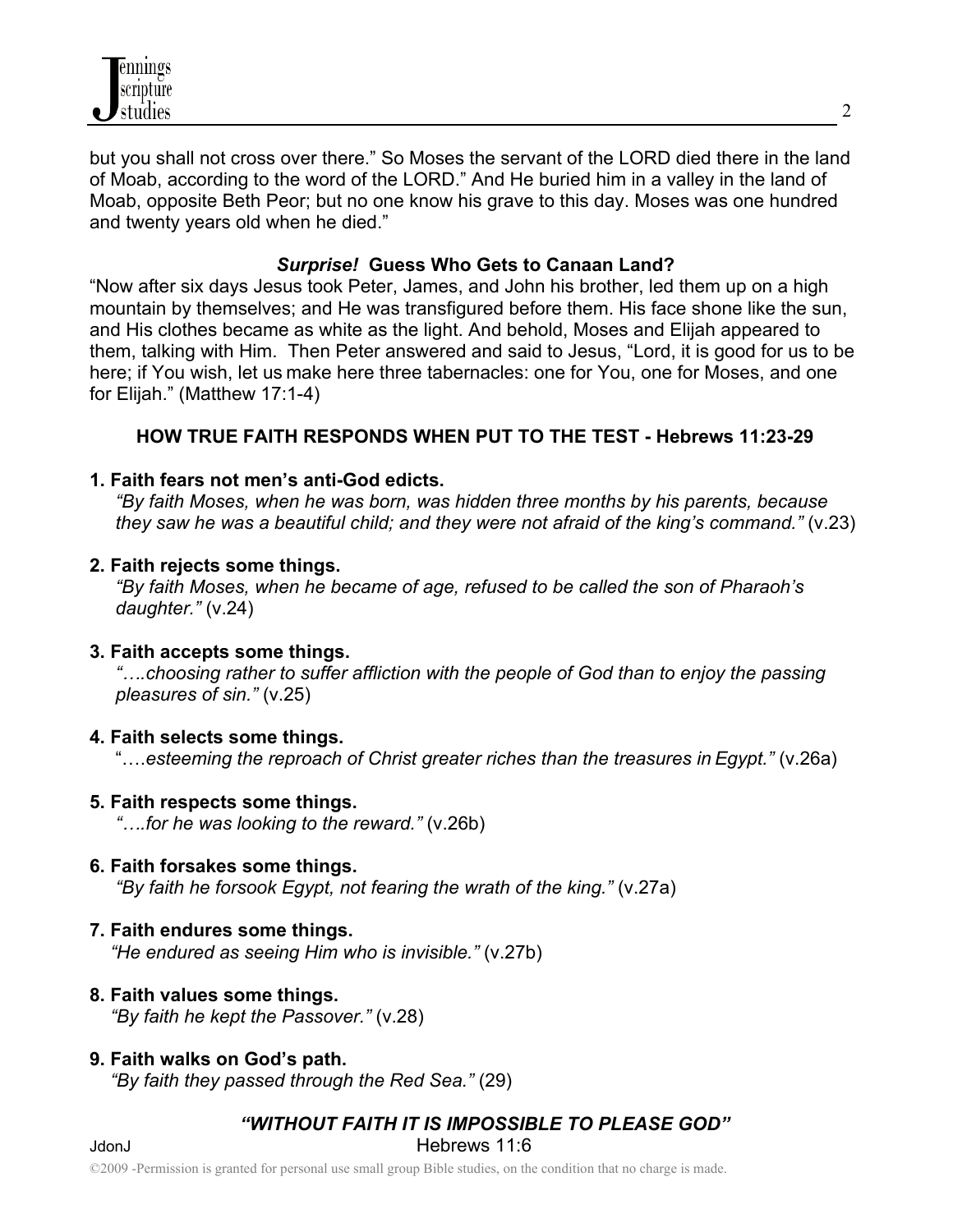but you shall not cross over there." So Moses the servant of the LORD died there in the land of Moab, according to the word of the LORD." And He buried him in a valley in the land of Moab, opposite Beth Peor; but no one know his grave to this day. Moses was one hundred and twenty years old when he died."

### ***Surprise!*** **Guess Who Gets to Canaan Land?**

"Now after six days Jesus took Peter, James, and John his brother, led them up on a high mountain by themselves; and He was transfigured before them. His face shone like the sun, and His clothes became as white as the light. And behold, Moses and Elijah appeared to them, talking with Him. Then Peter answered and said to Jesus, "Lord, it is good for us to be here; if You wish, let us make here three tabernacles: one for You, one for Moses, and one for Elijah." (Matthew 17:1-4)

### HOW TRUE FAITH RESPONDS WHEN PUT TO THE TEST - Hebrews 11:23-29

**1. Faith fears not men's anti-God edicts.**
*"By faith Moses, when he was born, was hidden three months by his parents, because they saw he was a beautiful child; and they were not afraid of the king's command."* (v.23)

**2. Faith rejects some things.**
*"By faith Moses, when he became of age, refused to be called the son of Pharaoh's daughter."* (v.24)

**3. Faith accepts some things.**
*"….choosing rather to suffer affliction with the people of God than to enjoy the passing pleasures of sin."* (v.25)

**4. Faith selects some things.**
"….*esteeming the reproach of Christ greater riches than the treasures in Egypt."* (v.26a)

**5. Faith respects some things.**
*"….for he was looking to the reward."* (v.26b)

**6. Faith forsakes some things.**
*"By faith he forsook Egypt, not fearing the wrath of the king."* (v.27a)

**7. Faith endures some things.**
*"He endured as seeing Him who is invisible."* (v.27b)

**8. Faith values some things.**
*"By faith he kept the Passover."* (v.28)

**9. Faith walks on God's path.**
*"By faith they passed through the Red Sea."* (29)

***"WITHOUT FAITH IT IS IMPOSSIBLE TO PLEASE GOD"***
Hebrews 11:6

JdonJ

©2009 -Permission is granted for personal use small group Bible studies, on the condition that no charge is made.